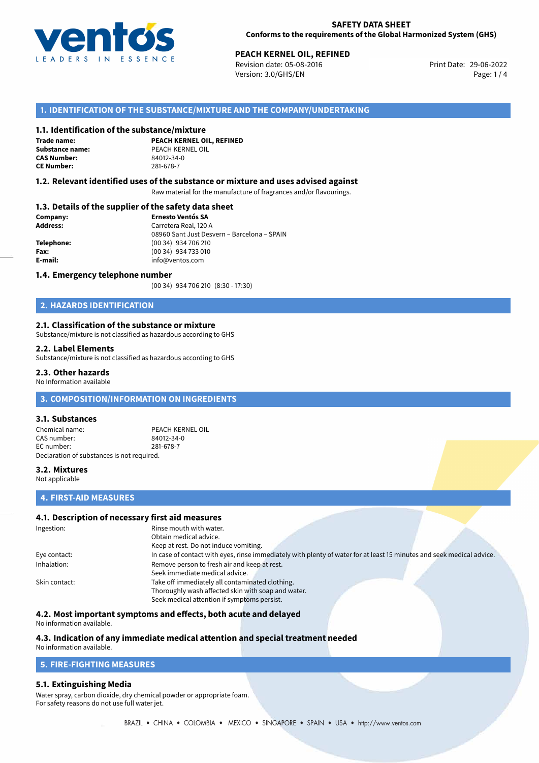**SAFETY DATA SHEET**
**Conforms to the requirements of the Global Harmonized System (GHS)**

**PEACH KERNEL OIL, REFINED**
Revision date: 05-08-2016
Version: 3.0/GHS/EN
Print Date: 29-06-2022

## 1. IDENTIFICATION OF THE SUBSTANCE/MIXTURE AND THE COMPANY/UNDERTAKING

### 1.1. Identification of the substance/mixture

| | |
|---|---|
| **Trade name:** | **PEACH KERNEL OIL, REFINED** |
| **Substance name:** | PEACH KERNEL OIL |
| **CAS Number:** | 84012-34-0 |
| **CE Number:** | 281-678-7 |

### 1.2. Relevant identified uses of the substance or mixture and uses advised against

Raw material for the manufacture of fragrances and/or flavourings.

### 1.3. Details of the supplier of the safety data sheet

| | |
|---|---|
| **Company:** | **Ernesto Ventós SA** |
| **Address:** | Carretera Real, 120 A<br>08960 Sant Just Desvern – Barcelona – SPAIN |
| **Telephone:** | (00 34) 934 706 210 |
| **Fax:** | (00 34) 934 733 010 |
| **E-mail:** | info@ventos.com |

### 1.4. Emergency telephone number

(00 34) 934 706 210 (8:30 - 17:30)

## 2. HAZARDS IDENTIFICATION

### 2.1. Classification of the substance or mixture

Substance/mixture is not classified as hazardous according to GHS

### 2.2. Label Elements

Substance/mixture is not classified as hazardous according to GHS

### 2.3. Other hazards

No Information available

## 3. COMPOSITION/INFORMATION ON INGREDIENTS

### 3.1. Substances

| | |
|---|---|
| Chemical name: | PEACH KERNEL OIL |
| CAS number: | 84012-34-0 |
| EC number: | 281-678-7 |

Declaration of substances is not required.

### 3.2. Mixtures

Not applicable

## 4. FIRST-AID MEASURES

### 4.1. Description of necessary first aid measures

| | |
|---|---|
| Ingestion: | Rinse mouth with water.<br>Obtain medical advice.<br>Keep at rest. Do not induce vomiting. |
| Eye contact: | In case of contact with eyes, rinse immediately with plenty of water for at least 15 minutes and seek medical advice. |
| Inhalation: | Remove person to fresh air and keep at rest.<br>Seek immediate medical advice. |
| Skin contact: | Take off immediately all contaminated clothing.<br>Thoroughly wash affected skin with soap and water.<br>Seek medical attention if symptoms persist. |

### 4.2. Most important symptoms and effects, both acute and delayed

No information available.

### 4.3. Indication of any immediate medical attention and special treatment needed

No information available.

## 5. FIRE-FIGHTING MEASURES

### 5.1. Extinguishing Media

Water spray, carbon dioxide, dry chemical powder or appropriate foam.
For safety reasons do not use full water jet.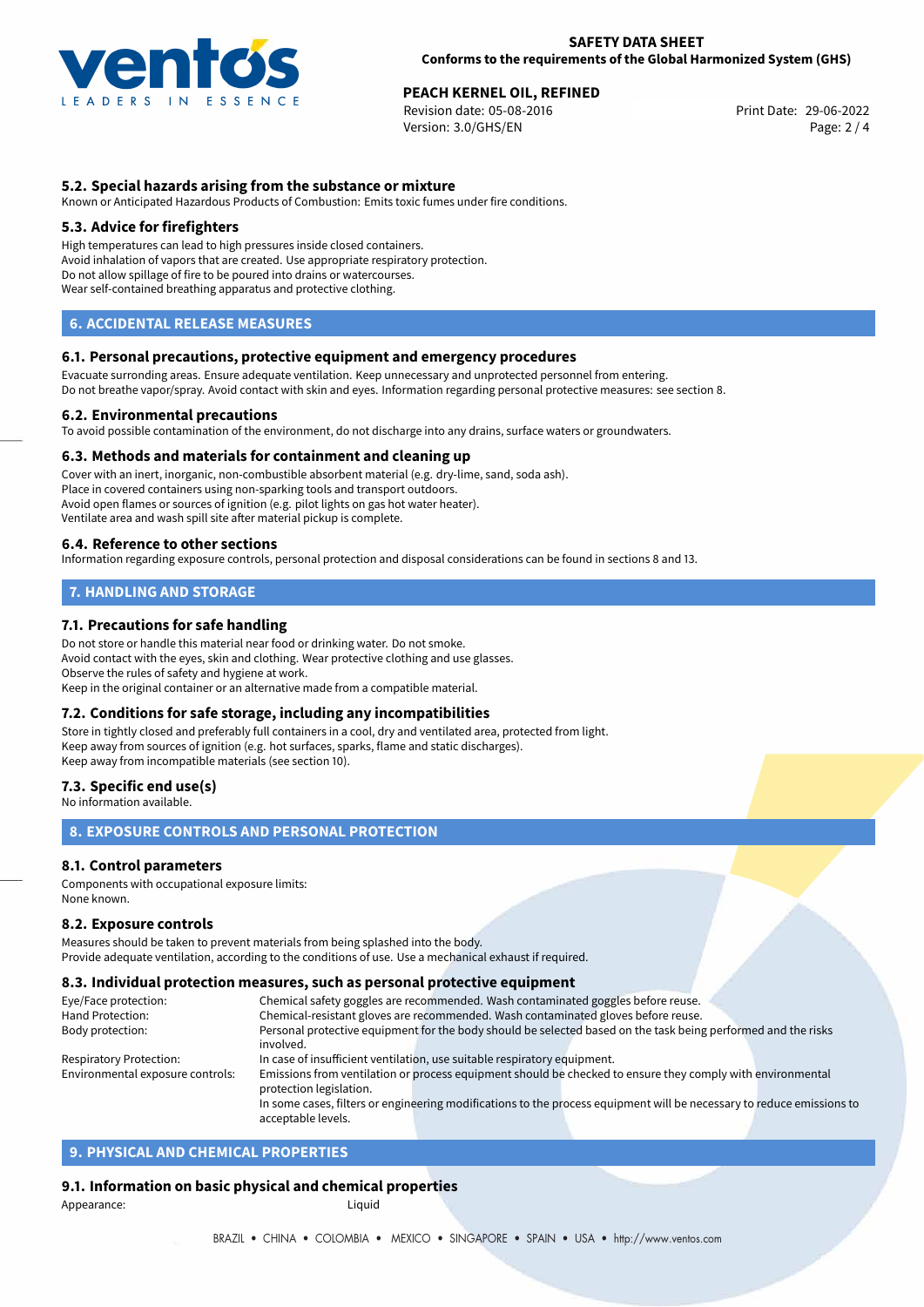### 5.2. Special hazards arising from the substance or mixture

Known or Anticipated Hazardous Products of Combustion: Emits toxic fumes under fire conditions.

### 5.3. Advice for firefighters

High temperatures can lead to high pressures inside closed containers.
Avoid inhalation of vapors that are created. Use appropriate respiratory protection.
Do not allow spillage of fire to be poured into drains or watercourses.
Wear self-contained breathing apparatus and protective clothing.

## 6. ACCIDENTAL RELEASE MEASURES

### 6.1. Personal precautions, protective equipment and emergency procedures

Evacuate surronding areas. Ensure adequate ventilation. Keep unnecessary and unprotected personnel from entering.
Do not breathe vapor/spray. Avoid contact with skin and eyes. Information regarding personal protective measures: see section 8.

### 6.2. Environmental precautions

To avoid possible contamination of the environment, do not discharge into any drains, surface waters or groundwaters.

### 6.3. Methods and materials for containment and cleaning up

Cover with an inert, inorganic, non-combustible absorbent material (e.g. dry-lime, sand, soda ash).
Place in covered containers using non-sparking tools and transport outdoors.
Avoid open flames or sources of ignition (e.g. pilot lights on gas hot water heater).
Ventilate area and wash spill site after material pickup is complete.

### 6.4. Reference to other sections

Information regarding exposure controls, personal protection and disposal considerations can be found in sections 8 and 13.

## 7. HANDLING AND STORAGE

### 7.1. Precautions for safe handling

Do not store or handle this material near food or drinking water. Do not smoke.
Avoid contact with the eyes, skin and clothing. Wear protective clothing and use glasses.
Observe the rules of safety and hygiene at work.
Keep in the original container or an alternative made from a compatible material.

### 7.2. Conditions for safe storage, including any incompatibilities

Store in tightly closed and preferably full containers in a cool, dry and ventilated area, protected from light.
Keep away from sources of ignition (e.g. hot surfaces, sparks, flame and static discharges).
Keep away from incompatible materials (see section 10).

### 7.3. Specific end use(s)

No information available.

## 8. EXPOSURE CONTROLS AND PERSONAL PROTECTION

### 8.1. Control parameters

Components with occupational exposure limits:
None known.

### 8.2. Exposure controls

Measures should be taken to prevent materials from being splashed into the body.
Provide adequate ventilation, according to the conditions of use. Use a mechanical exhaust if required.

### 8.3. Individual protection measures, such as personal protective equipment

| | |
|---|---|
| Eye/Face protection: | Chemical safety goggles are recommended. Wash contaminated goggles before reuse. |
| Hand Protection: | Chemical-resistant gloves are recommended. Wash contaminated gloves before reuse. |
| Body protection: | Personal protective equipment for the body should be selected based on the task being performed and the risks involved. |
| Respiratory Protection: | In case of insufficient ventilation, use suitable respiratory equipment. |
| Environmental exposure controls: | Emissions from ventilation or process equipment should be checked to ensure they comply with environmental protection legislation. In some cases, filters or engineering modifications to the process equipment will be necessary to reduce emissions to acceptable levels. |

## 9. PHYSICAL AND CHEMICAL PROPERTIES

### 9.1. Information on basic physical and chemical properties

| | |
|---|---|
| Appearance: | Liquid |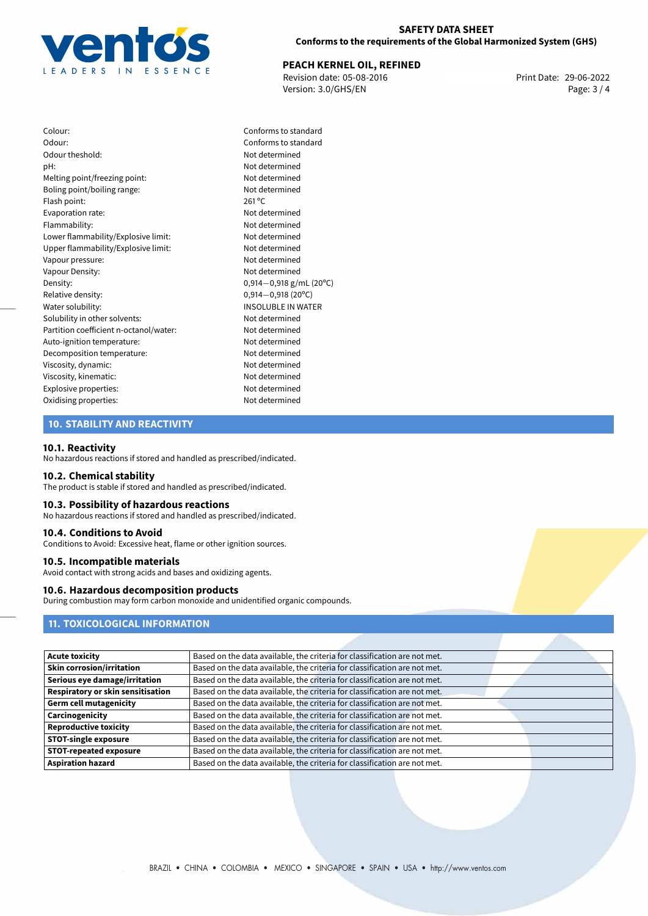| | |
|---|---|
| Colour: | Conforms to standard |
| Odour: | Conforms to standard |
| Odour theshold: | Not determined |
| pH: | Not determined |
| Melting point/freezing point: | Not determined |
| Boling point/boiling range: | Not determined |
| Flash point: | 261 °C |
| Evaporation rate: | Not determined |
| Flammability: | Not determined |
| Lower flammability/Explosive limit: | Not determined |
| Upper flammability/Explosive limit: | Not determined |
| Vapour pressure: | Not determined |
| Vapour Density: | Not determined |
| Density: | 0,914—0,918 g/mL (20°C) |
| Relative density: | 0,914—0,918 (20°C) |
| Water solubility: | INSOLUBLE IN WATER |
| Solubility in other solvents: | Not determined |
| Partition coefficient n-octanol/water: | Not determined |
| Auto-ignition temperature: | Not determined |
| Decomposition temperature: | Not determined |
| Viscosity, dynamic: | Not determined |
| Viscosity, kinematic: | Not determined |
| Explosive properties: | Not determined |
| Oxidising properties: | Not determined |

## 10. STABILITY AND REACTIVITY

### 10.1. Reactivity
No hazardous reactions if stored and handled as prescribed/indicated.

### 10.2. Chemical stability
The product is stable if stored and handled as prescribed/indicated.

### 10.3. Possibility of hazardous reactions
No hazardous reactions if stored and handled as prescribed/indicated.

### 10.4. Conditions to Avoid
Conditions to Avoid: Excessive heat, flame or other ignition sources.

### 10.5. Incompatible materials
Avoid contact with strong acids and bases and oxidizing agents.

### 10.6. Hazardous decomposition products
During combustion may form carbon monoxide and unidentified organic compounds.

## 11. TOXICOLOGICAL INFORMATION

| | |
|---|---|
| **Acute toxicity** | Based on the data available, the criteria for classification are not met. |
| **Skin corrosion/irritation** | Based on the data available, the criteria for classification are not met. |
| **Serious eye damage/irritation** | Based on the data available, the criteria for classification are not met. |
| **Respiratory or skin sensitisation** | Based on the data available, the criteria for classification are not met. |
| **Germ cell mutagenicity** | Based on the data available, the criteria for classification are not met. |
| **Carcinogenicity** | Based on the data available, the criteria for classification are not met. |
| **Reproductive toxicity** | Based on the data available, the criteria for classification are not met. |
| **STOT-single exposure** | Based on the data available, the criteria for classification are not met. |
| **STOT-repeated exposure** | Based on the data available, the criteria for classification are not met. |
| **Aspiration hazard** | Based on the data available, the criteria for classification are not met. |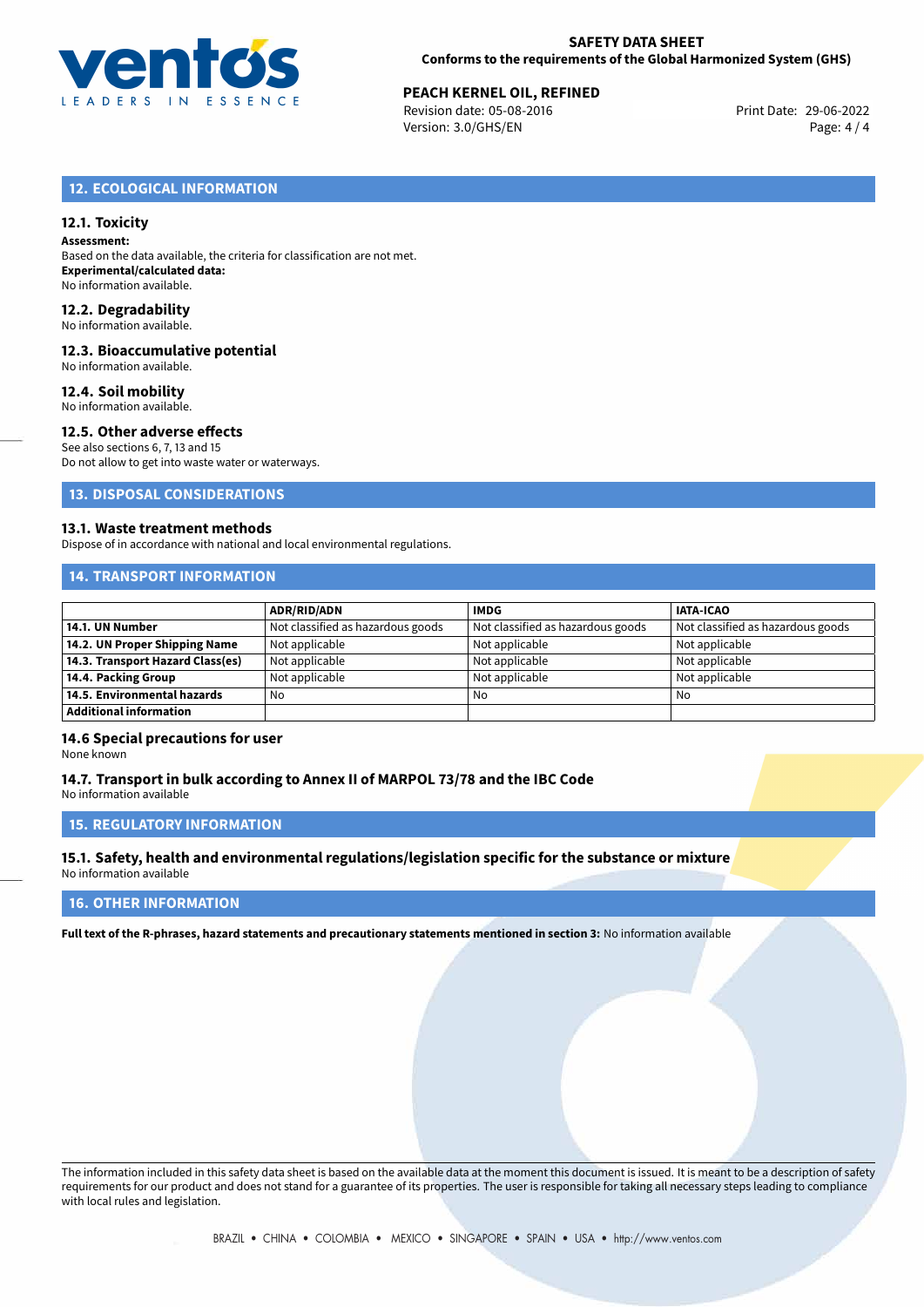## 12. ECOLOGICAL INFORMATION

### 12.1. Toxicity

**Assessment:**
Based on the data available, the criteria for classification are not met.
**Experimental/calculated data:**
No information available.

### 12.2. Degradability

No information available.

### 12.3. Bioaccumulative potential

No information available.

### 12.4. Soil mobility

No information available.

### 12.5. Other adverse effects

See also sections 6, 7, 13 and 15
Do not allow to get into waste water or waterways.

## 13. DISPOSAL CONSIDERATIONS

### 13.1. Waste treatment methods

Dispose of in accordance with national and local environmental regulations.

## 14. TRANSPORT INFORMATION

| | ADR/RID/ADN | IMDG | IATA-ICAO |
|---|---|---|---|
| **14.1. UN Number** | Not classified as hazardous goods | Not classified as hazardous goods | Not classified as hazardous goods |
| **14.2. UN Proper Shipping Name** | Not applicable | Not applicable | Not applicable |
| **14.3. Transport Hazard Class(es)** | Not applicable | Not applicable | Not applicable |
| **14.4. Packing Group** | Not applicable | Not applicable | Not applicable |
| **14.5. Environmental hazards** | No | No | No |
| **Additional information** | | | |

### 14.6 Special precautions for user

None known

### 14.7. Transport in bulk according to Annex II of MARPOL 73/78 and the IBC Code

No information available

## 15. REGULATORY INFORMATION

### 15.1. Safety, health and environmental regulations/legislation specific for the substance or mixture

No information available

## 16. OTHER INFORMATION

**Full text of the R-phrases, hazard statements and precautionary statements mentioned in section 3:** No information available

The information included in this safety data sheet is based on the available data at the moment this document is issued. It is meant to be a description of safety requirements for our product and does not stand for a guarantee of its properties. The user is responsible for taking all necessary steps leading to compliance with local rules and legislation.